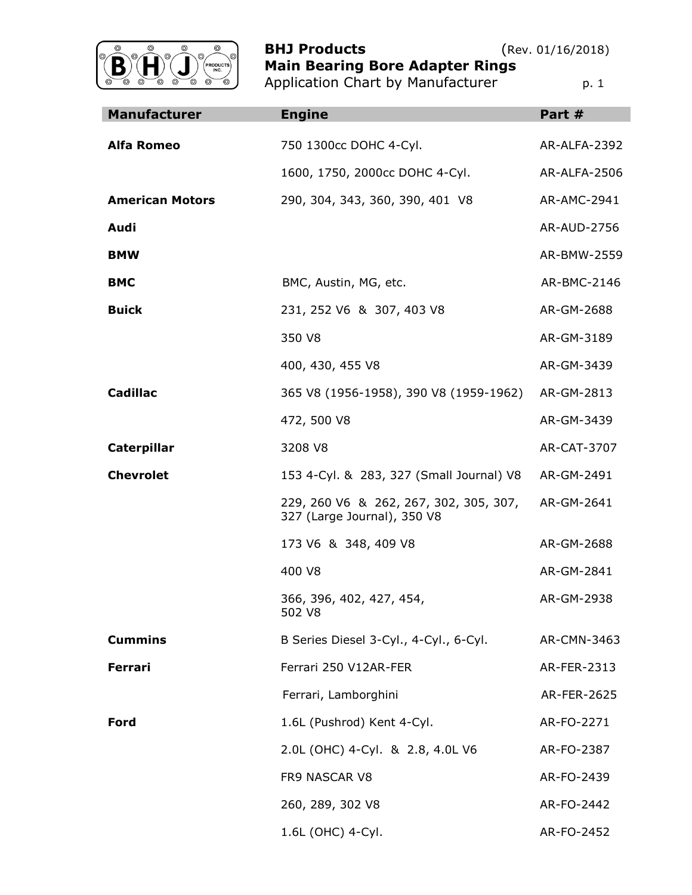# BHJ Products (Rev. 01/16/2018)

## Main Bearing Bore Adapter Rings

Application Chart by Manufacturer

| Manufacturer | Engine | Part # |
|---|---|---|
| **Alfa Romeo** | 750 1300cc DOHC 4-Cyl. | AR-ALFA-2392 |
| | 1600, 1750, 2000cc DOHC 4-Cyl. | AR-ALFA-2506 |
| **American Motors** | 290, 304, 343, 360, 390, 401 V8 | AR-AMC-2941 |
| **Audi** | | AR-AUD-2756 |
| **BMW** | | AR-BMW-2559 |
| **BMC** | BMC, Austin, MG, etc. | AR-BMC-2146 |
| **Buick** | 231, 252 V6 & 307, 403 V8 | AR-GM-2688 |
| | 350 V8 | AR-GM-3189 |
| | 400, 430, 455 V8 | AR-GM-3439 |
| **Cadillac** | 365 V8 (1956-1958), 390 V8 (1959-1962) | AR-GM-2813 |
| | 472, 500 V8 | AR-GM-3439 |
| **Caterpillar** | 3208 V8 | AR-CAT-3707 |
| **Chevrolet** | 153 4-Cyl. & 283, 327 (Small Journal) V8 | AR-GM-2491 |
| | 229, 260 V6 & 262, 267, 302, 305, 307, 327 (Large Journal), 350 V8 | AR-GM-2641 |
| | 173 V6 & 348, 409 V8 | AR-GM-2688 |
| | 400 V8 | AR-GM-2841 |
| | 366, 396, 402, 427, 454, 502 V8 | AR-GM-2938 |
| **Cummins** | B Series Diesel 3-Cyl., 4-Cyl., 6-Cyl. | AR-CMN-3463 |
| **Ferrari** | Ferrari 250 V12AR-FER | AR-FER-2313 |
| | Ferrari, Lamborghini | AR-FER-2625 |
| **Ford** | 1.6L (Pushrod) Kent 4-Cyl. | AR-FO-2271 |
| | 2.0L (OHC) 4-Cyl. & 2.8, 4.0L V6 | AR-FO-2387 |
| | FR9 NASCAR V8 | AR-FO-2439 |
| | 260, 289, 302 V8 | AR-FO-2442 |
| | 1.6L (OHC) 4-Cyl. | AR-FO-2452 |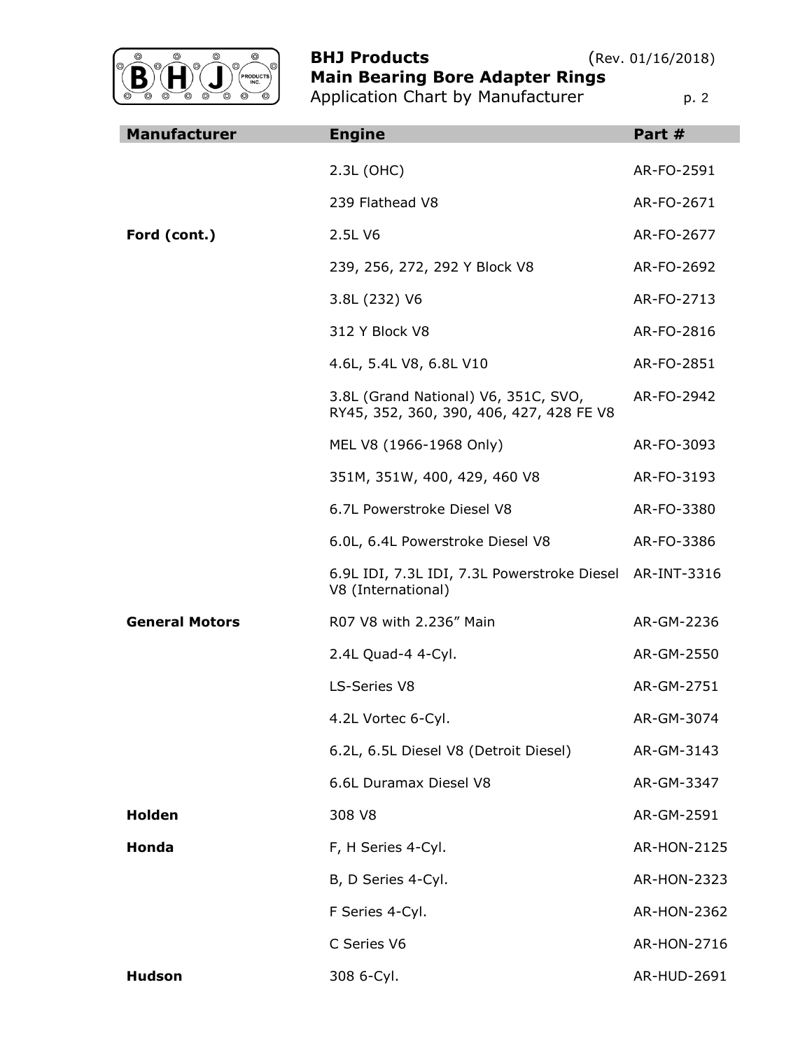| Manufacturer | Engine | Part # |
|---|---|---|
| | 2.3L (OHC) | AR-FO-2591 |
| | 239 Flathead V8 | AR-FO-2671 |
| **Ford (cont.)** | 2.5L V6 | AR-FO-2677 |
| | 239, 256, 272, 292 Y Block V8 | AR-FO-2692 |
| | 3.8L (232) V6 | AR-FO-2713 |
| | 312 Y Block V8 | AR-FO-2816 |
| | 4.6L, 5.4L V8, 6.8L V10 | AR-FO-2851 |
| | 3.8L (Grand National) V6, 351C, SVO, RY45, 352, 360, 390, 406, 427, 428 FE V8 | AR-FO-2942 |
| | MEL V8 (1966-1968 Only) | AR-FO-3093 |
| | 351M, 351W, 400, 429, 460 V8 | AR-FO-3193 |
| | 6.7L Powerstroke Diesel V8 | AR-FO-3380 |
| | 6.0L, 6.4L Powerstroke Diesel V8 | AR-FO-3386 |
| | 6.9L IDI, 7.3L IDI, 7.3L Powerstroke Diesel V8 (International) | AR-INT-3316 |
| **General Motors** | R07 V8 with 2.236" Main | AR-GM-2236 |
| | 2.4L Quad-4 4-Cyl. | AR-GM-2550 |
| | LS-Series V8 | AR-GM-2751 |
| | 4.2L Vortec 6-Cyl. | AR-GM-3074 |
| | 6.2L, 6.5L Diesel V8 (Detroit Diesel) | AR-GM-3143 |
| | 6.6L Duramax Diesel V8 | AR-GM-3347 |
| **Holden** | 308 V8 | AR-GM-2591 |
| **Honda** | F, H Series 4-Cyl. | AR-HON-2125 |
| | B, D Series 4-Cyl. | AR-HON-2323 |
| | F Series 4-Cyl. | AR-HON-2362 |
| | C Series V6 | AR-HON-2716 |
| **Hudson** | 308 6-Cyl. | AR-HUD-2691 |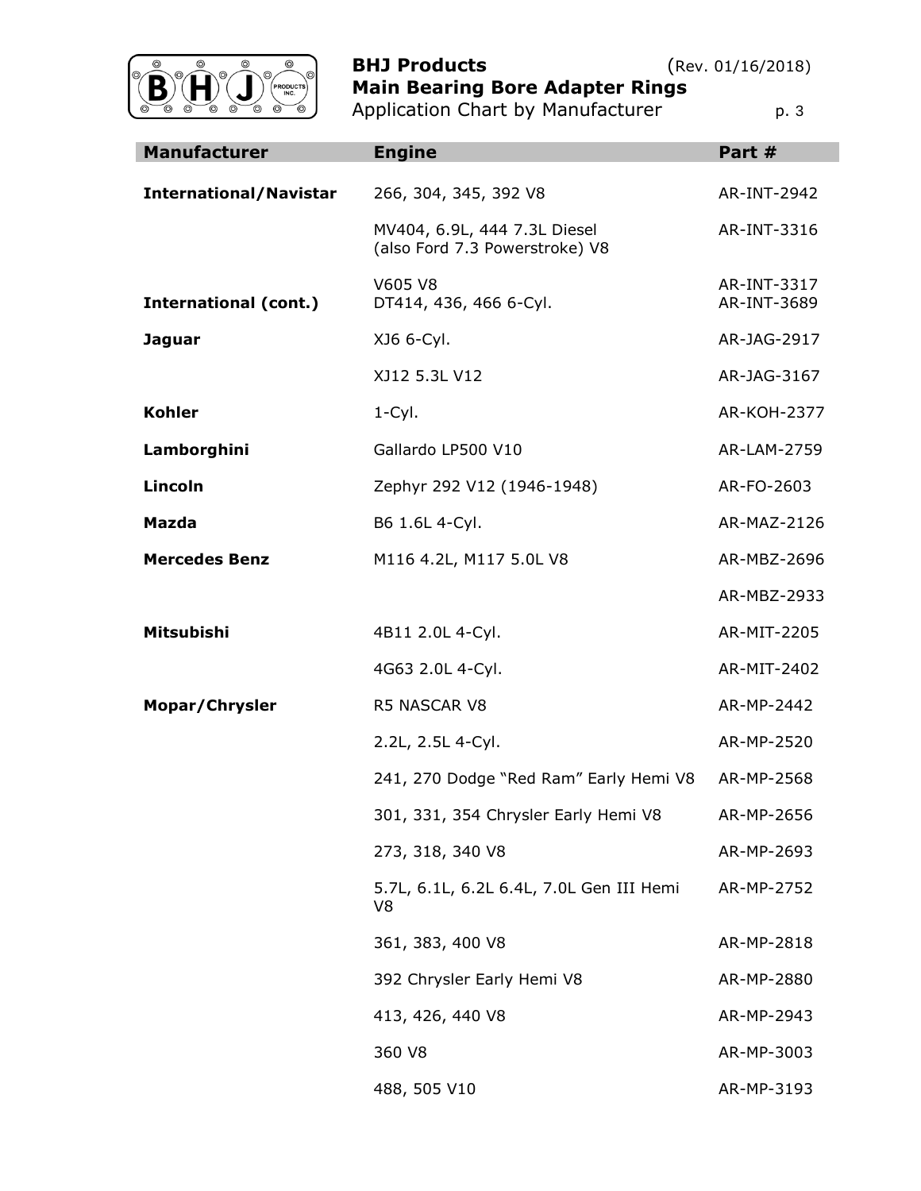**BHJ Products** (Rev. 01/16/2018)
**Main Bearing Bore Adapter Rings**
Application Chart by Manufacturer

| Manufacturer | Engine | Part # |
| --- | --- | --- |
| **International/Navistar** | 266, 304, 345, 392 V8 | AR-INT-2942 |
| | MV404, 6.9L, 444 7.3L Diesel (also Ford 7.3 Powerstroke) V8 | AR-INT-3316 |
| | V605 V8 | AR-INT-3317 |
| **International (cont.)** | DT414, 436, 466 6-Cyl. | AR-INT-3689 |
| **Jaguar** | XJ6 6-Cyl. | AR-JAG-2917 |
| | XJ12 5.3L V12 | AR-JAG-3167 |
| **Kohler** | 1-Cyl. | AR-KOH-2377 |
| **Lamborghini** | Gallardo LP500 V10 | AR-LAM-2759 |
| **Lincoln** | Zephyr 292 V12 (1946-1948) | AR-FO-2603 |
| **Mazda** | B6 1.6L 4-Cyl. | AR-MAZ-2126 |
| **Mercedes Benz** | M116 4.2L, M117 5.0L V8 | AR-MBZ-2696 |
| | | AR-MBZ-2933 |
| **Mitsubishi** | 4B11 2.0L 4-Cyl. | AR-MIT-2205 |
| | 4G63 2.0L 4-Cyl. | AR-MIT-2402 |
| **Mopar/Chrysler** | R5 NASCAR V8 | AR-MP-2442 |
| | 2.2L, 2.5L 4-Cyl. | AR-MP-2520 |
| | 241, 270 Dodge "Red Ram" Early Hemi V8 | AR-MP-2568 |
| | 301, 331, 354 Chrysler Early Hemi V8 | AR-MP-2656 |
| | 273, 318, 340 V8 | AR-MP-2693 |
| | 5.7L, 6.1L, 6.2L 6.4L, 7.0L Gen III Hemi V8 | AR-MP-2752 |
| | 361, 383, 400 V8 | AR-MP-2818 |
| | 392 Chrysler Early Hemi V8 | AR-MP-2880 |
| | 413, 426, 440 V8 | AR-MP-2943 |
| | 360 V8 | AR-MP-3003 |
| | 488, 505 V10 | AR-MP-3193 |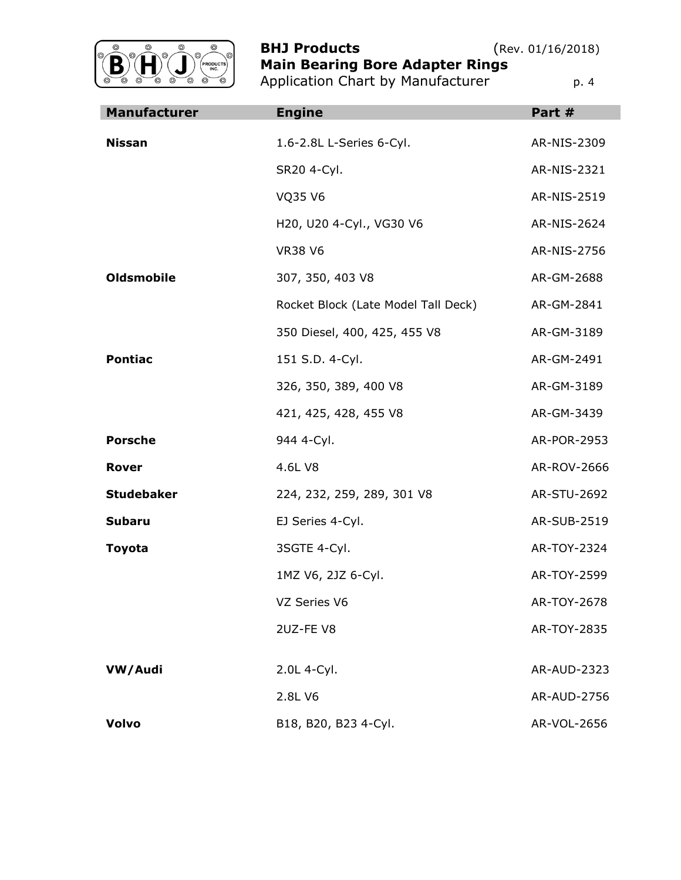**BHJ Products** (Rev. 01/16/2018)
**Main Bearing Bore Adapter Rings**
Application Chart by Manufacturer

| Manufacturer | Engine | Part # |
|---|---|---|
| **Nissan** | 1.6-2.8L L-Series 6-Cyl. | AR-NIS-2309 |
| | SR20 4-Cyl. | AR-NIS-2321 |
| | VQ35 V6 | AR-NIS-2519 |
| | H20, U20 4-Cyl., VG30 V6 | AR-NIS-2624 |
| | VR38 V6 | AR-NIS-2756 |
| **Oldsmobile** | 307, 350, 403 V8 | AR-GM-2688 |
| | Rocket Block (Late Model Tall Deck) | AR-GM-2841 |
| | 350 Diesel, 400, 425, 455 V8 | AR-GM-3189 |
| **Pontiac** | 151 S.D. 4-Cyl. | AR-GM-2491 |
| | 326, 350, 389, 400 V8 | AR-GM-3189 |
| | 421, 425, 428, 455 V8 | AR-GM-3439 |
| **Porsche** | 944 4-Cyl. | AR-POR-2953 |
| **Rover** | 4.6L V8 | AR-ROV-2666 |
| **Studebaker** | 224, 232, 259, 289, 301 V8 | AR-STU-2692 |
| **Subaru** | EJ Series 4-Cyl. | AR-SUB-2519 |
| **Toyota** | 3SGTE 4-Cyl. | AR-TOY-2324 |
| | 1MZ V6, 2JZ 6-Cyl. | AR-TOY-2599 |
| | VZ Series V6 | AR-TOY-2678 |
| | 2UZ-FE V8 | AR-TOY-2835 |
| **VW/Audi** | 2.0L 4-Cyl. | AR-AUD-2323 |
| | 2.8L V6 | AR-AUD-2756 |
| **Volvo** | B18, B20, B23 4-Cyl. | AR-VOL-2656 |